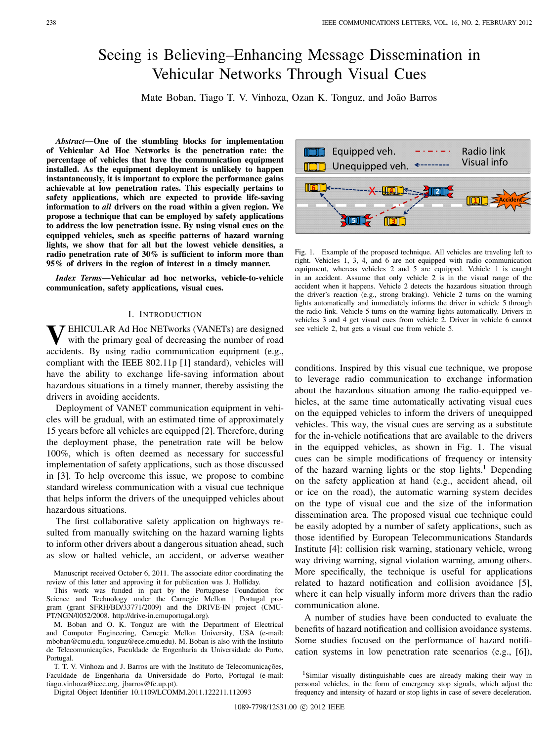# Seeing is Believing–Enhancing Message Dissemination in Vehicular Networks Through Visual Cues

Mate Boban, Tiago T. V. Vinhoza, Ozan K. Tonguz, and João Barros

***Abstract*—One of the stumbling blocks for implementation of Vehicular Ad Hoc Networks is the penetration rate: the percentage of vehicles that have the communication equipment installed. As the equipment deployment is unlikely to happen instantaneously, it is important to explore the performance gains achievable at low penetration rates. This especially pertains to safety applications, which are expected to provide life-saving information to *all* drivers on the road within a given region. We propose a technique that can be employed by safety applications to address the low penetration issue. By using visual cues on the equipped vehicles, such as specific patterns of hazard warning lights, we show that for all but the lowest vehicle densities, a radio penetration rate of 30% is sufficient to inform more than 95% of drivers in the region of interest in a timely manner.**

***Index Terms*—Vehicular ad hoc networks, vehicle-to-vehicle communication, safety applications, visual cues.**

## I. Introduction

Vehicular Ad Hoc NETworks (VANETs) are designed with the primary goal of decreasing the number of road accidents. By using radio communication equipment (e.g., compliant with the IEEE 802.11p [1] standard), vehicles will have the ability to exchange life-saving information about hazardous situations in a timely manner, thereby assisting the drivers in avoiding accidents.

Deployment of VANET communication equipment in vehicles will be gradual, with an estimated time of approximately 15 years before all vehicles are equipped [2]. Therefore, during the deployment phase, the penetration rate will be below 100%, which is often deemed as necessary for successful implementation of safety applications, such as those discussed in [3]. To help overcome this issue, we propose to combine standard wireless communication with a visual cue technique that helps inform the drivers of the unequipped vehicles about hazardous situations.

The first collaborative safety application on highways resulted from manually switching on the hazard warning lights to inform other drivers about a dangerous situation ahead, such as slow or halted vehicle, an accident, or adverse weather conditions. Inspired by this visual cue technique, we propose to leverage radio communication to exchange information about the hazardous situation among the radio-equipped vehicles, at the same time automatically activating visual cues on the equipped vehicles to inform the drivers of unequipped vehicles. This way, the visual cues are serving as a substitute for the in-vehicle notifications that are available to the drivers in the equipped vehicles, as shown in Fig. 1. The visual cues can be simple modifications of frequency or intensity of the hazard warning lights or the stop lights.[1] Depending on the safety application at hand (e.g., accident ahead, oil or ice on the road), the automatic warning system decides on the type of visual cue and the size of the information dissemination area. The proposed visual cue technique could be easily adopted by a number of safety applications, such as those identified by European Telecommunications Standards Institute [4]: collision risk warning, stationary vehicle, wrong way driving warning, signal violation warning, among others. More specifically, the technique is useful for applications related to hazard notification and collision avoidance [5], where it can help visually inform more drivers than the radio communication alone.

Fig. 1. Example of the proposed technique. All vehicles are traveling left to right. Vehicles 1, 3, 4, and 6 are not equipped with radio communication equipment, whereas vehicles 2 and 5 are equipped. Vehicle 1 is caught in an accident. Assume that only vehicle 2 is in the visual range of the accident when it happens. Vehicle 2 detects the hazardous situation through the driver's reaction (e.g., strong braking). Vehicle 2 turns on the warning lights automatically and immediately informs the driver in vehicle 5 through the radio link. Vehicle 5 turns on the warning lights automatically. Drivers in vehicles 3 and 4 get visual cues from vehicle 2. Driver in vehicle 6 cannot see vehicle 2, but gets a visual cue from vehicle 5.

A number of studies have been conducted to evaluate the benefits of hazard notification and collision avoidance systems. Some studies focused on the performance of hazard notification systems in low penetration rate scenarios (e.g., [6]),

[1] Similar visually distinguishable cues are already making their way in personal vehicles, in the form of emergency stop signals, which adjust the frequency and intensity of hazard or stop lights in case of severe deceleration.

Manuscript received October 6, 2011. The associate editor coordinating the review of this letter and approving it for publication was J. Holliday.

This work was funded in part by the Portuguese Foundation for Science and Technology under the Carnegie Mellon | Portugal program (grant SFRH/BD/33771/2009) and the DRIVE-IN project (CMU-PT/NGN/0052/2008. http://drive-in.cmuportugal.org).

M. Boban and O. K. Tonguz are with the Department of Electrical and Computer Engineering, Carnegie Mellon University, USA (e-mail: mboban@cmu.edu, tonguz@ece.cmu.edu). M. Boban is also with the Instituto de Telecomunicações, Faculdade de Engenharia da Universidade do Porto, Portugal.

T. T. V. Vinhoza and J. Barros are with the Instituto de Telecomunicações, Faculdade de Engenharia da Universidade do Porto, Portugal (e-mail: tiago.vinhoza@ieee.org, jbarros@fe.up.pt).

Digital Object Identifier 10.1109/LCOMM.2011.122211.112093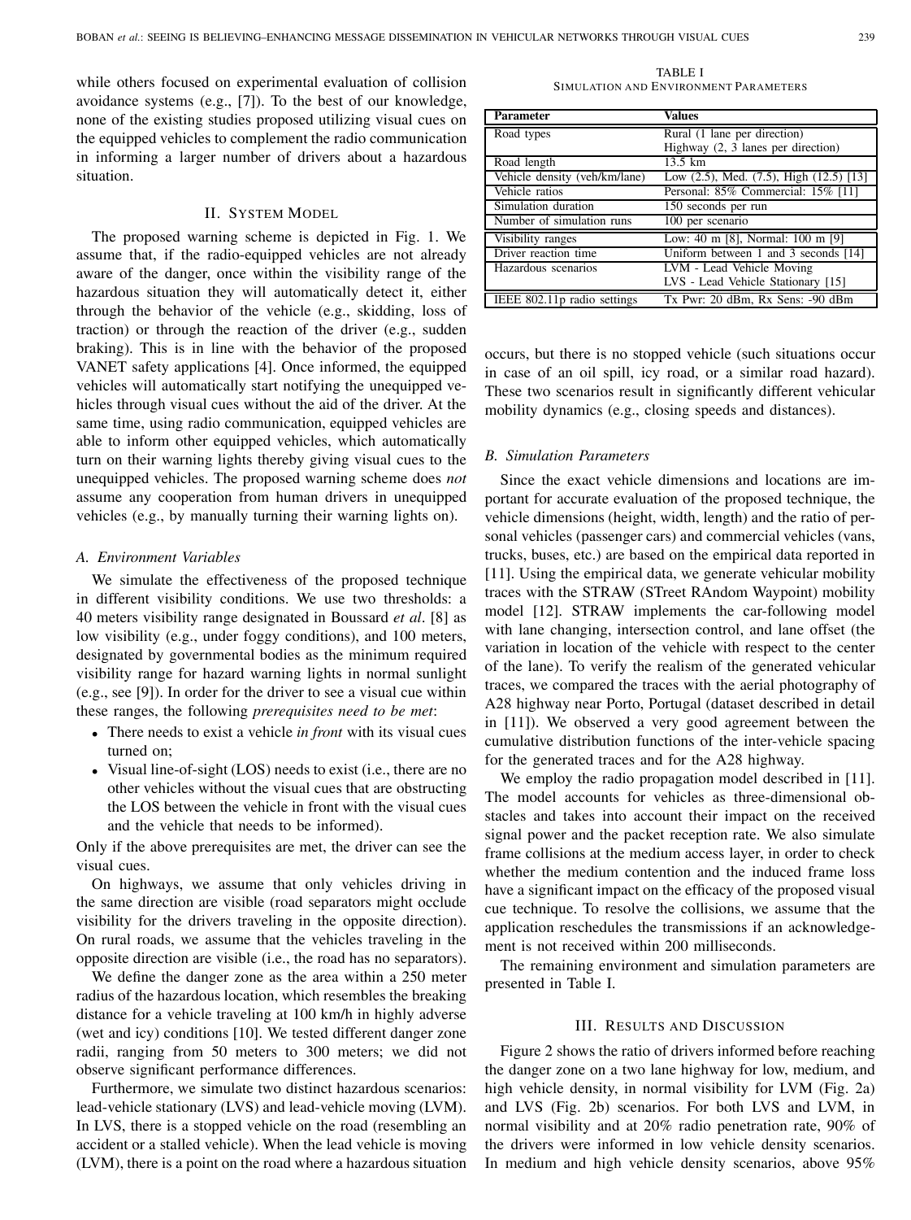while others focused on experimental evaluation of collision avoidance systems (e.g., [7]). To the best of our knowledge, none of the existing studies proposed utilizing visual cues on the equipped vehicles to complement the radio communication in informing a larger number of drivers about a hazardous situation.

## II. System Model

The proposed warning scheme is depicted in Fig. 1. We assume that, if the radio-equipped vehicles are not already aware of the danger, once within the visibility range of the hazardous situation they will automatically detect it, either through the behavior of the vehicle (e.g., skidding, loss of traction) or through the reaction of the driver (e.g., sudden braking). This is in line with the behavior of the proposed VANET safety applications [4]. Once informed, the equipped vehicles will automatically start notifying the unequipped vehicles through visual cues without the aid of the driver. At the same time, using radio communication, equipped vehicles are able to inform other equipped vehicles, which automatically turn on their warning lights thereby giving visual cues to the unequipped vehicles. The proposed warning scheme does *not* assume any cooperation from human drivers in unequipped vehicles (e.g., by manually turning their warning lights on).

### A. Environment Variables

We simulate the effectiveness of the proposed technique in different visibility conditions. We use two thresholds: a 40 meters visibility range designated in Boussard *et al*. [8] as low visibility (e.g., under foggy conditions), and 100 meters, designated by governmental bodies as the minimum required visibility range for hazard warning lights in normal sunlight (e.g., see [9]). In order for the driver to see a visual cue within these ranges, the following *prerequisites need to be met*:

- There needs to exist a vehicle *in front* with its visual cues turned on;
- Visual line-of-sight (LOS) needs to exist (i.e., there are no other vehicles without the visual cues that are obstructing the LOS between the vehicle in front with the visual cues and the vehicle that needs to be informed).

Only if the above prerequisites are met, the driver can see the visual cues.

On highways, we assume that only vehicles driving in the same direction are visible (road separators might occlude visibility for the drivers traveling in the opposite direction). On rural roads, we assume that the vehicles traveling in the opposite direction are visible (i.e., the road has no separators).

We define the danger zone as the area within a 250 meter radius of the hazardous location, which resembles the breaking distance for a vehicle traveling at 100 km/h in highly adverse (wet and icy) conditions [10]. We tested different danger zone radii, ranging from 50 meters to 300 meters; we did not observe significant performance differences.

Furthermore, we simulate two distinct hazardous scenarios: lead-vehicle stationary (LVS) and lead-vehicle moving (LVM). In LVS, there is a stopped vehicle on the road (resembling an accident or a stalled vehicle). When the lead vehicle is moving (LVM), there is a point on the road where a hazardous situation occurs, but there is no stopped vehicle (such situations occur in case of an oil spill, icy road, or a similar road hazard). These two scenarios result in significantly different vehicular mobility dynamics (e.g., closing speeds and distances).

TABLE I
Simulation and Environment Parameters

| Parameter | Values |
|---|---|
| Road types | Rural (1 lane per direction)<br>Highway (2, 3 lanes per direction) |
| Road length | 13.5 km |
| Vehicle density (veh/km/lane) | Low (2.5), Med. (7.5), High (12.5) [13] |
| Vehicle ratios | Personal: 85% Commercial: 15% [11] |
| Simulation duration | 150 seconds per run |
| Number of simulation runs | 100 per scenario |
| Visibility ranges | Low: 40 m [8], Normal: 100 m [9] |
| Driver reaction time | Uniform between 1 and 3 seconds [14] |
| Hazardous scenarios | LVM - Lead Vehicle Moving<br>LVS - Lead Vehicle Stationary [15] |
| IEEE 802.11p radio settings | Tx Pwr: 20 dBm, Rx Sens: -90 dBm |

### B. Simulation Parameters

Since the exact vehicle dimensions and locations are important for accurate evaluation of the proposed technique, the vehicle dimensions (height, width, length) and the ratio of personal vehicles (passenger cars) and commercial vehicles (vans, trucks, buses, etc.) are based on the empirical data reported in [11]. Using the empirical data, we generate vehicular mobility traces with the STRAW (STreet RAndom Waypoint) mobility model [12]. STRAW implements the car-following model with lane changing, intersection control, and lane offset (the variation in location of the vehicle with respect to the center of the lane). To verify the realism of the generated vehicular traces, we compared the traces with the aerial photography of A28 highway near Porto, Portugal (dataset described in detail in [11]). We observed a very good agreement between the cumulative distribution functions of the inter-vehicle spacing for the generated traces and for the A28 highway.

We employ the radio propagation model described in [11]. The model accounts for vehicles as three-dimensional obstacles and takes into account their impact on the received signal power and the packet reception rate. We also simulate frame collisions at the medium access layer, in order to check whether the medium contention and the induced frame loss have a significant impact on the efficacy of the proposed visual cue technique. To resolve the collisions, we assume that the application reschedules the transmissions if an acknowledgement is not received within 200 milliseconds.

The remaining environment and simulation parameters are presented in Table I.

## III. Results and Discussion

Figure 2 shows the ratio of drivers informed before reaching the danger zone on a two lane highway for low, medium, and high vehicle density, in normal visibility for LVM (Fig. 2a) and LVS (Fig. 2b) scenarios. For both LVS and LVM, in normal visibility and at 20% radio penetration rate, 90% of the drivers were informed in low vehicle density scenarios. In medium and high vehicle density scenarios, above 95%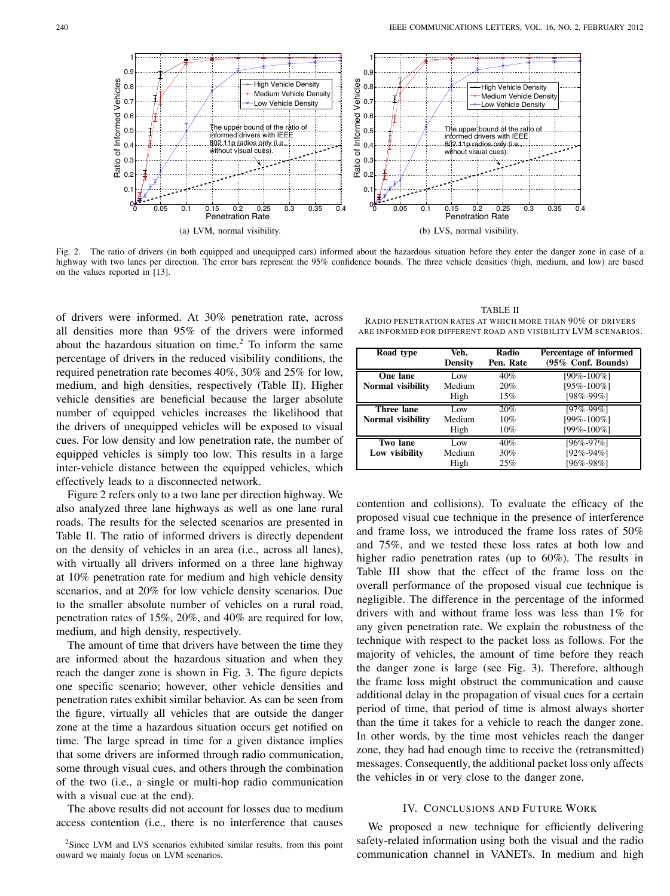Fig. 2. The ratio of drivers (in both equipped and unequipped cars) informed about the hazardous situation before they enter the danger zone in case of a highway with two lanes per direction. The error bars represent the 95% confidence bounds. The three vehicle densities (high, medium, and low) are based on the values reported in [13].

(a) LVM, normal visibility.

(b) LVS, normal visibility.

of drivers were informed. At 30% penetration rate, across all densities more than 95% of the drivers were informed about the hazardous situation on time.[2] To inform the same percentage of drivers in the reduced visibility conditions, the required penetration rate becomes 40%, 30% and 25% for low, medium, and high densities, respectively (Table II). Higher vehicle densities are beneficial because the larger absolute number of equipped vehicles increases the likelihood that the drivers of unequipped vehicles will be exposed to visual cues. For low density and low penetration rate, the number of equipped vehicles is simply too low. This results in a large inter-vehicle distance between the equipped vehicles, which effectively leads to a disconnected network.

Figure 2 refers only to a two lane per direction highway. We also analyzed three lane highways as well as one lane rural roads. The results for the selected scenarios are presented in Table II. The ratio of informed drivers is directly dependent on the density of vehicles in an area (i.e., across all lanes), with virtually all drivers informed on a three lane highway at 10% penetration rate for medium and high vehicle density scenarios, and at 20% for low vehicle density scenarios. Due to the smaller absolute number of vehicles on a rural road, penetration rates of 15%, 20%, and 40% are required for low, medium, and high density, respectively.

The amount of time that drivers have between the time they are informed about the hazardous situation and when they reach the danger zone is shown in Fig. 3. The figure depicts one specific scenario; however, other vehicle densities and penetration rates exhibit similar behavior. As can be seen from the figure, virtually all vehicles that are outside the danger zone at the time a hazardous situation occurs get notified on time. The large spread in time for a given distance implies that some drivers are informed through radio communication, some through visual cues, and others through the combination of the two (i.e., a single or multi-hop radio communication with a visual cue at the end).

The above results did not account for losses due to medium access contention (i.e., there is no interference that causes

[2]Since LVM and LVS scenarios exhibited similar results, from this point onward we mainly focus on LVM scenarios.

TABLE II
RADIO PENETRATION RATES AT WHICH MORE THAN 90% OF DRIVERS ARE INFORMED FOR DIFFERENT ROAD AND VISIBILITY LVM SCENARIOS.

| Road type | Veh. Density | Radio Pen. Rate | Percentage of informed (95% Conf. Bounds) |
|---|---|---|---|
| **One lane Normal visibility** | Low | 40% | [90%-100%] |
| | Medium | 20% | [95%-100%] |
| | High | 15% | [98%-99%] |
| **Three lane Normal visibility** | Low | 20% | [97%-99%] |
| | Medium | 10% | [99%-100%] |
| | High | 10% | [99%-100%] |
| **Two lane Low visibility** | Low | 40% | [96%-97%] |
| | Medium | 30% | [92%-94%] |
| | High | 25% | [96%-98%] |

contention and collisions). To evaluate the efficacy of the proposed visual cue technique in the presence of interference and frame loss, we introduced the frame loss rates of 50% and 75%, and we tested these loss rates at both low and higher radio penetration rates (up to 60%). The results in Table III show that the effect of the frame loss on the overall performance of the proposed visual cue technique is negligible. The difference in the percentage of the informed drivers with and without frame loss was less than 1% for any given penetration rate. We explain the robustness of the technique with respect to the packet loss as follows. For the majority of vehicles, the amount of time before they reach the danger zone is large (see Fig. 3). Therefore, although the frame loss might obstruct the communication and cause additional delay in the propagation of visual cues for a certain period of time, that period of time is almost always shorter than the time it takes for a vehicle to reach the danger zone. In other words, by the time most vehicles reach the danger zone, they had had enough time to receive the (retransmitted) messages. Consequently, the additional packet loss only affects the vehicles in or very close to the danger zone.

## IV. Conclusions and Future Work

We proposed a new technique for efficiently delivering safety-related information using both the visual and the radio communication channel in VANETs. In medium and high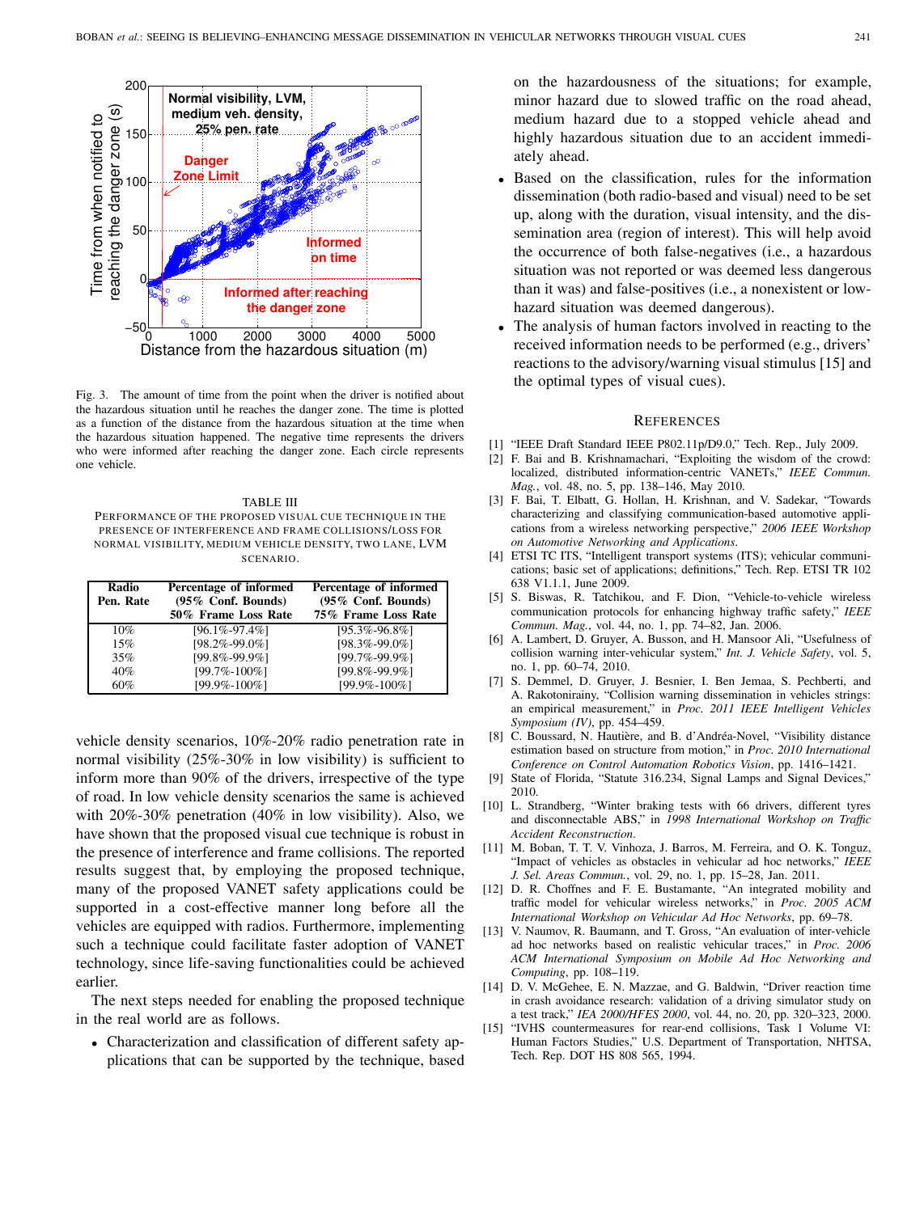Normal visibility, LVM, medium veh. density, 25% pen. rate

Danger Zone Limit

Informed on time

Informed after reaching the danger zone

Time from when notified to reaching the danger zone (s)

200
150
100
50
0
−50

0
1000
2000
3000
4000
5000

Distance from the hazardous situation (m)

Fig. 3. The amount of time from the point when the driver is notified about the hazardous situation until he reaches the danger zone. The time is plotted as a function of the distance from the hazardous situation at the time when the hazardous situation happened. The negative time represents the drivers who were informed after reaching the danger zone. Each circle represents one vehicle.

TABLE III
PERFORMANCE OF THE PROPOSED VISUAL CUE TECHNIQUE IN THE PRESENCE OF INTERFERENCE AND FRAME COLLISIONS/LOSS FOR NORMAL VISIBILITY, MEDIUM VEHICLE DENSITY, TWO LANE, LVM SCENARIO.

| Radio Pen. Rate | Percentage of informed (95% Conf. Bounds) 50% Frame Loss Rate | Percentage of informed (95% Conf. Bounds) 75% Frame Loss Rate |
|---|---|---|
| 10% | [96.1%-97.4%] | [95.3%-96.8%] |
| 15% | [98.2%-99.0%] | [98.3%-99.0%] |
| 35% | [99.8%-99.9%] | [99.7%-99.9%] |
| 40% | [99.7%-100%] | [99.8%-99.9%] |
| 60% | [99.9%-100%] | [99.9%-100%] |

vehicle density scenarios, 10%-20% radio penetration rate in normal visibility (25%-30% in low visibility) is sufficient to inform more than 90% of the drivers, irrespective of the type of road. In low vehicle density scenarios the same is achieved with 20%-30% penetration (40% in low visibility). Also, we have shown that the proposed visual cue technique is robust in the presence of interference and frame collisions. The reported results suggest that, by employing the proposed technique, many of the proposed VANET safety applications could be supported in a cost-effective manner long before all the vehicles are equipped with radios. Furthermore, implementing such a technique could facilitate faster adoption of VANET technology, since life-saving functionalities could be achieved earlier.

The next steps needed for enabling the proposed technique in the real world are as follows.

- Characterization and classification of different safety applications that can be supported by the technique, based on the hazardousness of the situations; for example, minor hazard due to slowed traffic on the road ahead, medium hazard due to a stopped vehicle ahead and highly hazardous situation due to an accident immediately ahead.
- Based on the classification, rules for the information dissemination (both radio-based and visual) need to be set up, along with the duration, visual intensity, and the dissemination area (region of interest). This will help avoid the occurrence of both false-negatives (i.e., a hazardous situation was not reported or was deemed less dangerous than it was) and false-positives (i.e., a nonexistent or low-hazard situation was deemed dangerous).
- The analysis of human factors involved in reacting to the received information needs to be performed (e.g., drivers' reactions to the advisory/warning visual stimulus [15] and the optimal types of visual cues).

## REFERENCES

[1] "IEEE Draft Standard IEEE P802.11p/D9.0," Tech. Rep., July 2009.

[2] F. Bai and B. Krishnamachari, "Exploiting the wisdom of the crowd: localized, distributed information-centric VANETs," *IEEE Commun. Mag.*, vol. 48, no. 5, pp. 138–146, May 2010.

[3] F. Bai, T. Elbatt, G. Hollan, H. Krishnan, and V. Sadekar, "Towards characterizing and classifying communication-based automotive applications from a wireless networking perspective," *2006 IEEE Workshop on Automotive Networking and Applications*.

[4] ETSI TC ITS, "Intelligent transport systems (ITS); vehicular communications; basic set of applications; definitions," Tech. Rep. ETSI TR 102 638 V1.1.1, June 2009.

[5] S. Biswas, R. Tatchikou, and F. Dion, "Vehicle-to-vehicle wireless communication protocols for enhancing highway traffic safety," *IEEE Commun. Mag.*, vol. 44, no. 1, pp. 74–82, Jan. 2006.

[6] A. Lambert, D. Gruyer, A. Busson, and H. Mansoor Ali, "Usefulness of collision warning inter-vehicular system," *Int. J. Vehicle Safety*, vol. 5, no. 1, pp. 60–74, 2010.

[7] S. Demmel, D. Gruyer, J. Besnier, I. Ben Jemaa, S. Pechberti, and A. Rakotonirainy, "Collision warning dissemination in vehicles strings: an empirical measurement," in *Proc. 2011 IEEE Intelligent Vehicles Symposium (IV)*, pp. 454–459.

[8] C. Boussard, N. Hautière, and B. d'Andréa-Novel, "Visibility distance estimation based on structure from motion," in *Proc. 2010 International Conference on Control Automation Robotics Vision*, pp. 1416–1421.

[9] State of Florida, "Statute 316.234, Signal Lamps and Signal Devices," 2010.

[10] L. Strandberg, "Winter braking tests with 66 drivers, different tyres and disconnectable ABS," in *1998 International Workshop on Traffic Accident Reconstruction*.

[11] M. Boban, T. T. V. Vinhoza, J. Barros, M. Ferreira, and O. K. Tonguz, "Impact of vehicles as obstacles in vehicular ad hoc networks," *IEEE J. Sel. Areas Commun.*, vol. 29, no. 1, pp. 15–28, Jan. 2011.

[12] D. R. Choffnes and F. E. Bustamante, "An integrated mobility and traffic model for vehicular wireless networks," in *Proc. 2005 ACM International Workshop on Vehicular Ad Hoc Networks*, pp. 69–78.

[13] V. Naumov, R. Baumann, and T. Gross, "An evaluation of inter-vehicle ad hoc networks based on realistic vehicular traces," in *Proc. 2006 ACM International Symposium on Mobile Ad Hoc Networking and Computing*, pp. 108–119.

[14] D. V. McGehee, E. N. Mazzae, and G. Baldwin, "Driver reaction time in crash avoidance research: validation of a driving simulator study on a test track," *IEA 2000/HFES 2000*, vol. 44, no. 20, pp. 320–323, 2000.

[15] "IVHS countermeasures for rear-end collisions, Task 1 Volume VI: Human Factors Studies," U.S. Department of Transportation, NHTSA, Tech. Rep. DOT HS 808 565, 1994.